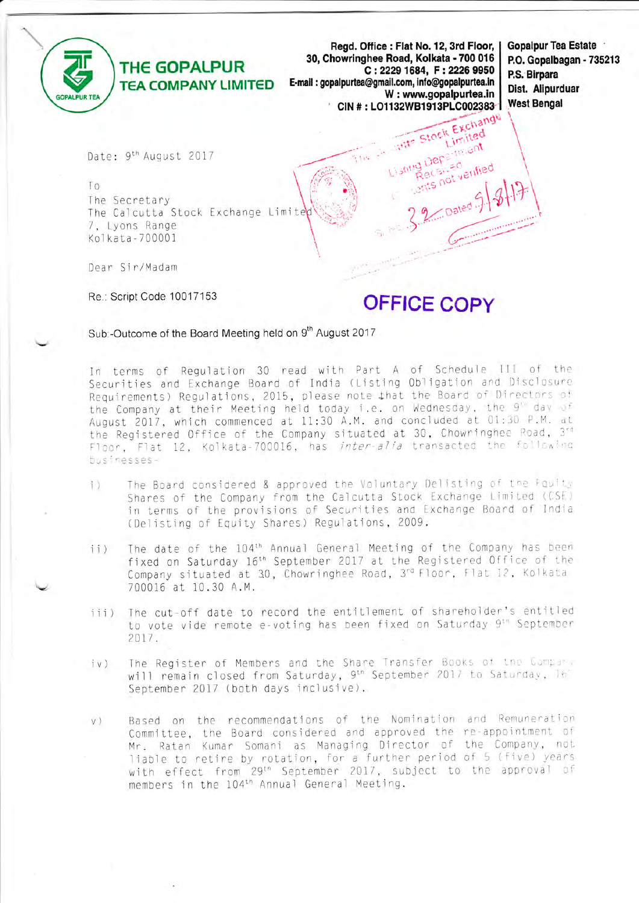# THE GOPALPUR TEA COMPANY LIMITED

Regd. Office : Flat No. 12, 3rd Floor, 30, Chowringhee Road, Kolkata - 700 016
C : 2229 1684, F : 2226 9950
E-mail : gopalpurtea@gmail.com, info@gopalpurtea.in
W : www.gopalpurtea.in
CIN # : LO1132WB1913PLC002383

Gopalpur Tea Estate
P.O. Gopalbagan - 735213
P.S. Birpara
Dist. Alipurduar
West Bengal

Date: 9th August 2017

To
The Secretary
The Calcutta Stock Exchange Limited
7, Lyons Range
Kolkata-700001

Dear Sir/Madam

Re.: Script Code 10017153

**OFFICE COPY**

Sub:-Outcome of the Board Meeting held on 9th August 2017

In terms of Regulation 30 read with Part A of Schedule III of the Securities and Exchange Board of India (Listing Obligation and Disclosure Requirements) Regulations, 2015, please note that the Board of Directors of the Company at their Meeting held today i.e. on Wednesday, the 9th day of August 2017, which commenced at 11:30 A.M. and concluded at 01:30 P.M. at the Registered Office of the Company situated at 30, Chowringhee Road, 3rd Floor, Flat 12, Kolkata-700016, has *inter-alia* transacted the following businesses-

i) The Board considered & approved the Voluntary Delisting of the Equity Shares of the Company from the Calcutta Stock Exchange Limited (CSE) in terms of the provisions of Securities and Exchange Board of India (Delisting of Equity Shares) Regulations, 2009.

ii) The date of the 104th Annual General Meeting of the Company has been fixed on Saturday 16th September 2017 at the Registered Office of the Company situated at 30, Chowringhee Road, 3rd Floor, Flat 12, Kolkata 700016 at 10.30 A.M.

iii) The cut-off date to record the entitlement of shareholder's entitled to vote vide remote e-voting has been fixed on Saturday 9th September 2017.

iv) The Register of Members and the Share Transfer Books of the Company will remain closed from Saturday, 9th September 2017 to Saturday, 16th September 2017 (both days inclusive).

v) Based on the recommendations of the Nomination and Remuneration Committee, the Board considered and approved the re-appointment of Mr. Ratan Kumar Somani as Managing Director of the Company, not liable to retire by rotation, for a further period of 5 (five) years with effect from 29th September 2017, subject to the approval of members in the 104th Annual General Meeting.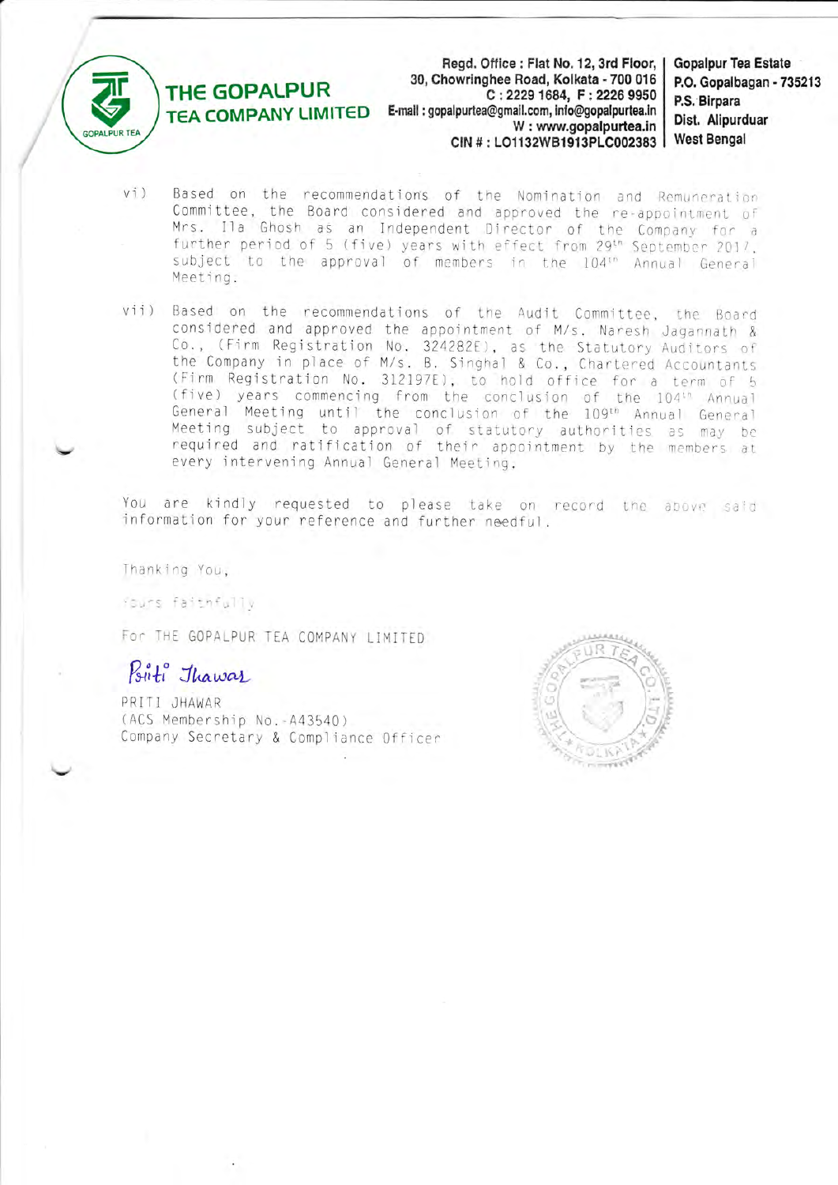**THE GOPALPUR TEA COMPANY LIMITED**

Regd. Office : Flat No. 12, 3rd Floor, 30, Chowringhee Road, Kolkata - 700 016
C : 2229 1684, F : 2226 9950
E-mail : gopalpurtea@gmail.com, info@gopalpurtea.in
W : www.gopalpurtea.in
CIN # : LO1132WB1913PLC002383

Gopalpur Tea Estate
P.O. Gopalbagan - 735213
P.S. Birpara
Dist. Alipurduar
West Bengal

vi) Based on the recommendations of the Nomination and Remuneration Committee, the Board considered and approved the re-appointment of Mrs. Ila Ghosh as an Independent Director of the Company for a further period of 5 (five) years with effect from 29th September 2017, subject to the approval of members in the 104th Annual General Meeting.

vii) Based on the recommendations of the Audit Committee, the Board considered and approved the appointment of M/s. Naresh Jagannath & Co., (Firm Registration No. 324282E), as the Statutory Auditors of the Company in place of M/s. B. Singhal & Co., Chartered Accountants (Firm Registration No. 312197E), to hold office for a term of 5 (five) years commencing from the conclusion of the 104th Annual General Meeting until the conclusion of the 109th Annual General Meeting subject to approval of statutory authorities as may be required and ratification of their appointment by the members at every intervening Annual General Meeting.

You are kindly requested to please take on record the above said information for your reference and further needful.

Thanking You,

Yours faithfully

For THE GOPALPUR TEA COMPANY LIMITED

Priti Jhawar

PRITI JHAWAR
(ACS Membership No.-A43540)
Company Secretary & Compliance Officer